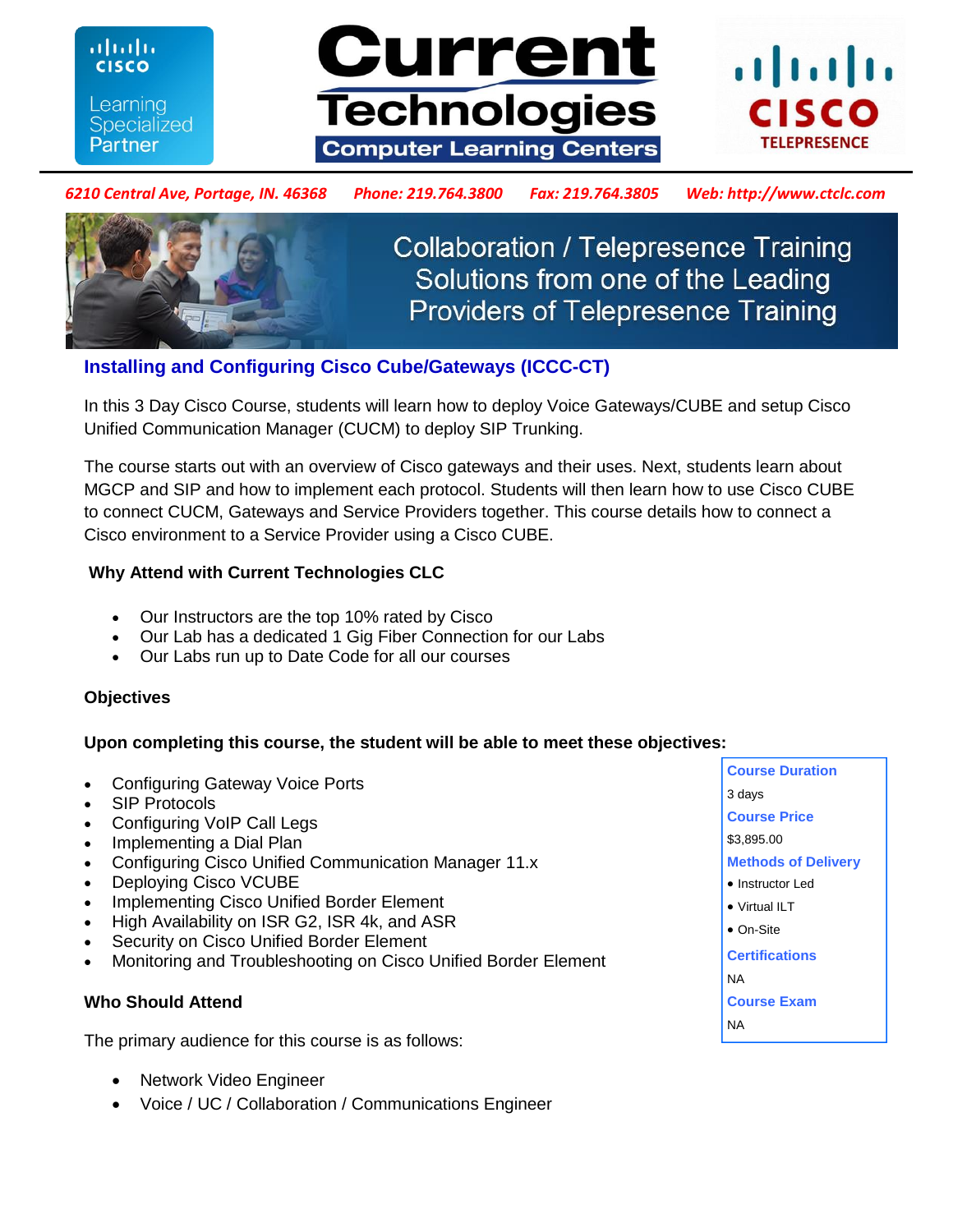Current Technologies Computer Learning Centers

*6210 Central Ave, Portage, IN. 46368    Phone: 219.764.3800    Fax: 219.764.3805    Web: http://www.ctclc.com*

Collaboration / Telepresence Training Solutions from one of the Leading Providers of Telepresence Training

## Installing and Configuring Cisco Cube/Gateways (ICCC-CT)

In this 3 Day Cisco Course, students will learn how to deploy Voice Gateways/CUBE and setup Cisco Unified Communication Manager (CUCM) to deploy SIP Trunking.

The course starts out with an overview of Cisco gateways and their uses. Next, students learn about MGCP and SIP and how to implement each protocol. Students will then learn how to use Cisco CUBE to connect CUCM, Gateways and Service Providers together. This course details how to connect a Cisco environment to a Service Provider using a Cisco CUBE.

### Why Attend with Current Technologies CLC

- Our Instructors are the top 10% rated by Cisco
- Our Lab has a dedicated 1 Gig Fiber Connection for our Labs
- Our Labs run up to Date Code for all our courses

### Objectives

**Upon completing this course, the student will be able to meet these objectives:**

- Configuring Gateway Voice Ports
- SIP Protocols
- Configuring VoIP Call Legs
- Implementing a Dial Plan
- Configuring Cisco Unified Communication Manager 11.x
- Deploying Cisco VCUBE
- Implementing Cisco Unified Border Element
- High Availability on ISR G2, ISR 4k, and ASR
- Security on Cisco Unified Border Element
- Monitoring and Troubleshooting on Cisco Unified Border Element

**Course Duration**
3 days

**Course Price**
$3,895.00

**Methods of Delivery**
- Instructor Led
- Virtual ILT
- On-Site

**Certifications**
NA

**Course Exam**
NA

### Who Should Attend

The primary audience for this course is as follows:

- Network Video Engineer
- Voice / UC / Collaboration / Communications Engineer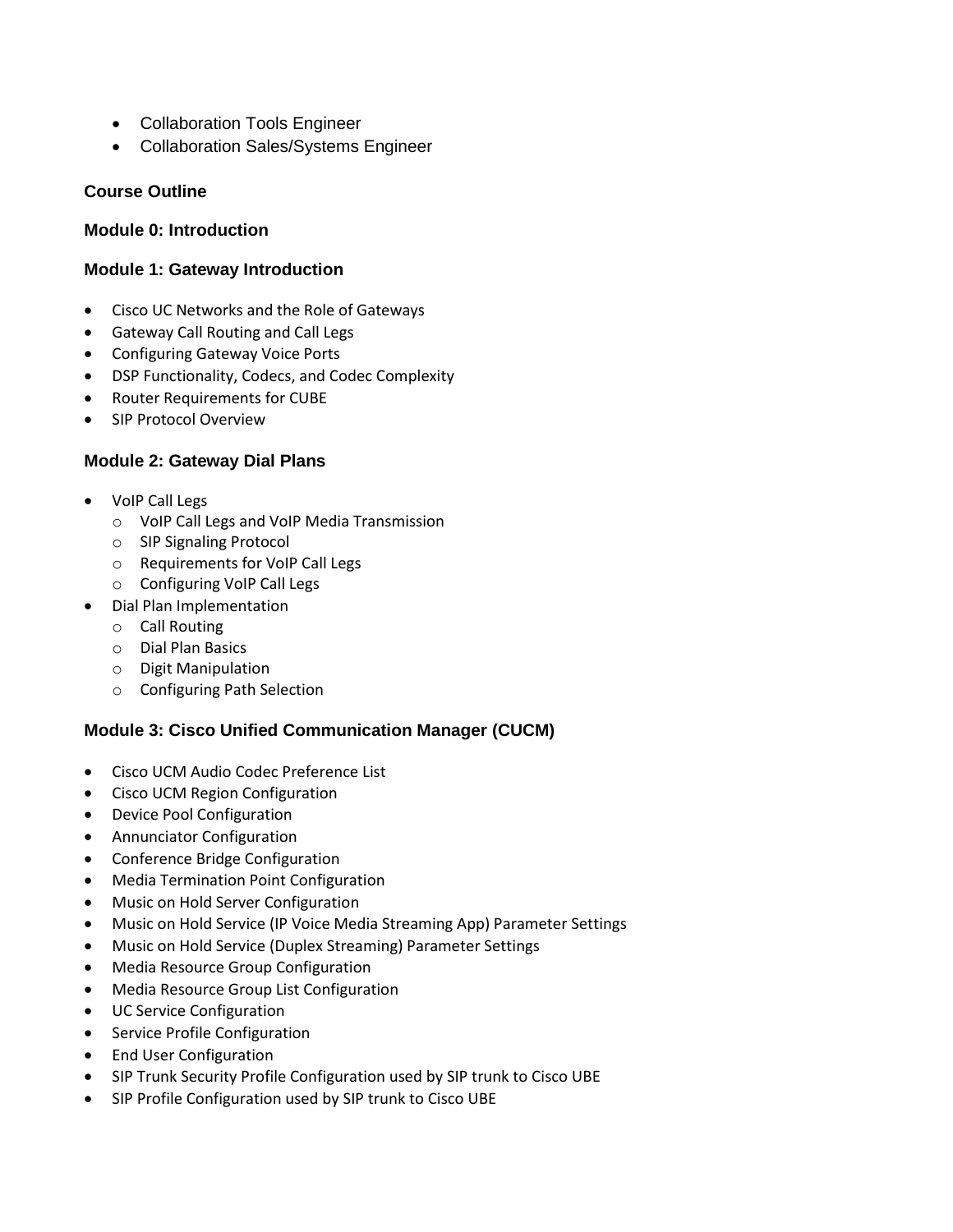- Collaboration Tools Engineer
- Collaboration Sales/Systems Engineer

### Course Outline

### Module 0: Introduction

### Module 1: Gateway Introduction

- Cisco UC Networks and the Role of Gateways
- Gateway Call Routing and Call Legs
- Configuring Gateway Voice Ports
- DSP Functionality, Codecs, and Codec Complexity
- Router Requirements for CUBE
- SIP Protocol Overview

### Module 2: Gateway Dial Plans

- VoIP Call Legs
  - VoIP Call Legs and VoIP Media Transmission
  - SIP Signaling Protocol
  - Requirements for VoIP Call Legs
  - Configuring VoIP Call Legs
- Dial Plan Implementation
  - Call Routing
  - Dial Plan Basics
  - Digit Manipulation
  - Configuring Path Selection

### Module 3: Cisco Unified Communication Manager (CUCM)

- Cisco UCM Audio Codec Preference List
- Cisco UCM Region Configuration
- Device Pool Configuration
- Annunciator Configuration
- Conference Bridge Configuration
- Media Termination Point Configuration
- Music on Hold Server Configuration
- Music on Hold Service (IP Voice Media Streaming App) Parameter Settings
- Music on Hold Service (Duplex Streaming) Parameter Settings
- Media Resource Group Configuration
- Media Resource Group List Configuration
- UC Service Configuration
- Service Profile Configuration
- End User Configuration
- SIP Trunk Security Profile Configuration used by SIP trunk to Cisco UBE
- SIP Profile Configuration used by SIP trunk to Cisco UBE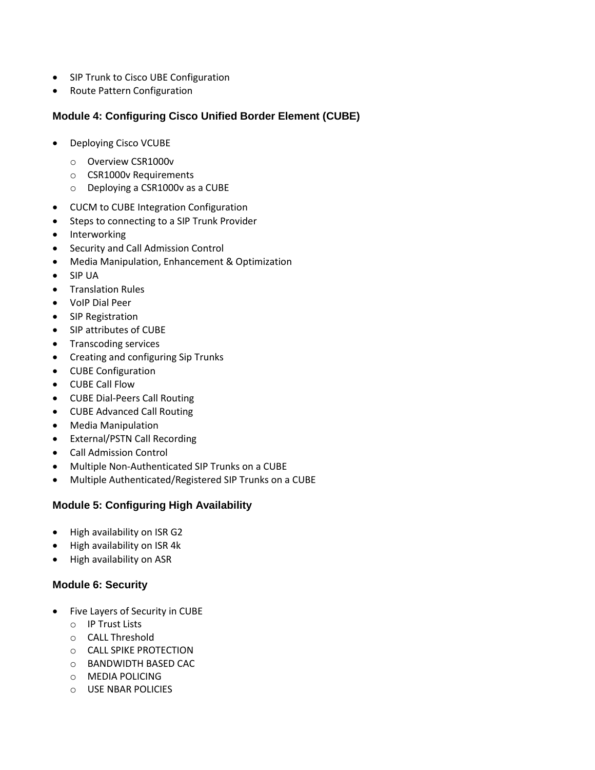- SIP Trunk to Cisco UBE Configuration
- Route Pattern Configuration

### Module 4: Configuring Cisco Unified Border Element (CUBE)

- Deploying Cisco VCUBE
  - Overview CSR1000v
  - CSR1000v Requirements
  - Deploying a CSR1000v as a CUBE
- CUCM to CUBE Integration Configuration
- Steps to connecting to a SIP Trunk Provider
- Interworking
- Security and Call Admission Control
- Media Manipulation, Enhancement & Optimization
- SIP UA
- Translation Rules
- VoIP Dial Peer
- SIP Registration
- SIP attributes of CUBE
- Transcoding services
- Creating and configuring Sip Trunks
- CUBE Configuration
- CUBE Call Flow
- CUBE Dial-Peers Call Routing
- CUBE Advanced Call Routing
- Media Manipulation
- External/PSTN Call Recording
- Call Admission Control
- Multiple Non-Authenticated SIP Trunks on a CUBE
- Multiple Authenticated/Registered SIP Trunks on a CUBE

### Module 5: Configuring High Availability

- High availability on ISR G2
- High availability on ISR 4k
- High availability on ASR

### Module 6: Security

- Five Layers of Security in CUBE
  - IP Trust Lists
  - CALL Threshold
  - CALL SPIKE PROTECTION
  - BANDWIDTH BASED CAC
  - MEDIA POLICING
  - USE NBAR POLICIES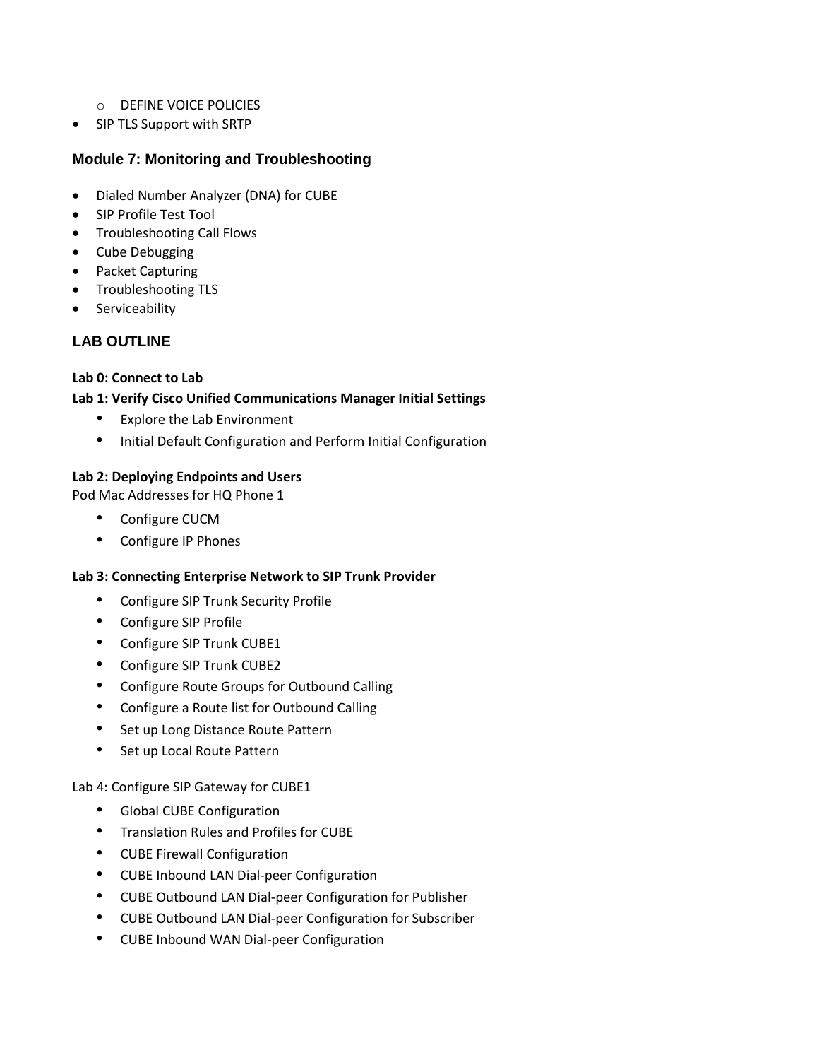- DEFINE VOICE POLICIES
- SIP TLS Support with SRTP

### Module 7: Monitoring and Troubleshooting

- Dialed Number Analyzer (DNA) for CUBE
- SIP Profile Test Tool
- Troubleshooting Call Flows
- Cube Debugging
- Packet Capturing
- Troubleshooting TLS
- Serviceability

### LAB OUTLINE

**Lab 0: Connect to Lab**

**Lab 1: Verify Cisco Unified Communications Manager Initial Settings**

- Explore the Lab Environment
- Initial Default Configuration and Perform Initial Configuration

**Lab 2: Deploying Endpoints and Users**

Pod Mac Addresses for HQ Phone 1

- Configure CUCM
- Configure IP Phones

**Lab 3: Connecting Enterprise Network to SIP Trunk Provider**

- Configure SIP Trunk Security Profile
- Configure SIP Profile
- Configure SIP Trunk CUBE1
- Configure SIP Trunk CUBE2
- Configure Route Groups for Outbound Calling
- Configure a Route list for Outbound Calling
- Set up Long Distance Route Pattern
- Set up Local Route Pattern

Lab 4: Configure SIP Gateway for CUBE1

- Global CUBE Configuration
- Translation Rules and Profiles for CUBE
- CUBE Firewall Configuration
- CUBE Inbound LAN Dial-peer Configuration
- CUBE Outbound LAN Dial-peer Configuration for Publisher
- CUBE Outbound LAN Dial-peer Configuration for Subscriber
- CUBE Inbound WAN Dial-peer Configuration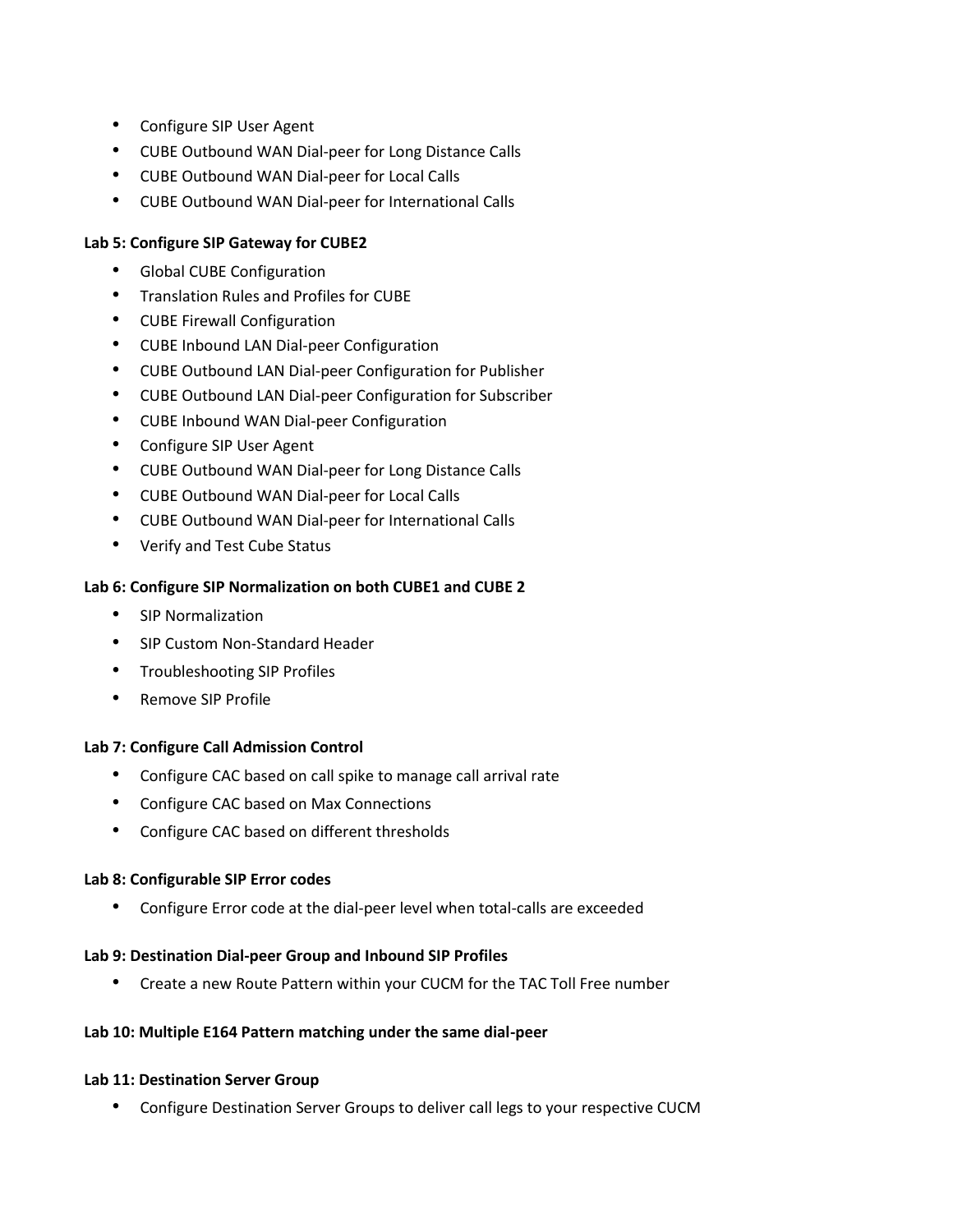- Configure SIP User Agent
- CUBE Outbound WAN Dial-peer for Long Distance Calls
- CUBE Outbound WAN Dial-peer for Local Calls
- CUBE Outbound WAN Dial-peer for International Calls

**Lab 5: Configure SIP Gateway for CUBE2**

- Global CUBE Configuration
- Translation Rules and Profiles for CUBE
- CUBE Firewall Configuration
- CUBE Inbound LAN Dial-peer Configuration
- CUBE Outbound LAN Dial-peer Configuration for Publisher
- CUBE Outbound LAN Dial-peer Configuration for Subscriber
- CUBE Inbound WAN Dial-peer Configuration
- Configure SIP User Agent
- CUBE Outbound WAN Dial-peer for Long Distance Calls
- CUBE Outbound WAN Dial-peer for Local Calls
- CUBE Outbound WAN Dial-peer for International Calls
- Verify and Test Cube Status

**Lab 6: Configure SIP Normalization on both CUBE1 and CUBE 2**

- SIP Normalization
- SIP Custom Non-Standard Header
- Troubleshooting SIP Profiles
- Remove SIP Profile

**Lab 7: Configure Call Admission Control**

- Configure CAC based on call spike to manage call arrival rate
- Configure CAC based on Max Connections
- Configure CAC based on different thresholds

**Lab 8: Configurable SIP Error codes**

- Configure Error code at the dial-peer level when total-calls are exceeded

**Lab 9: Destination Dial-peer Group and Inbound SIP Profiles**

- Create a new Route Pattern within your CUCM for the TAC Toll Free number

**Lab 10: Multiple E164 Pattern matching under the same dial-peer**

**Lab 11: Destination Server Group**

- Configure Destination Server Groups to deliver call legs to your respective CUCM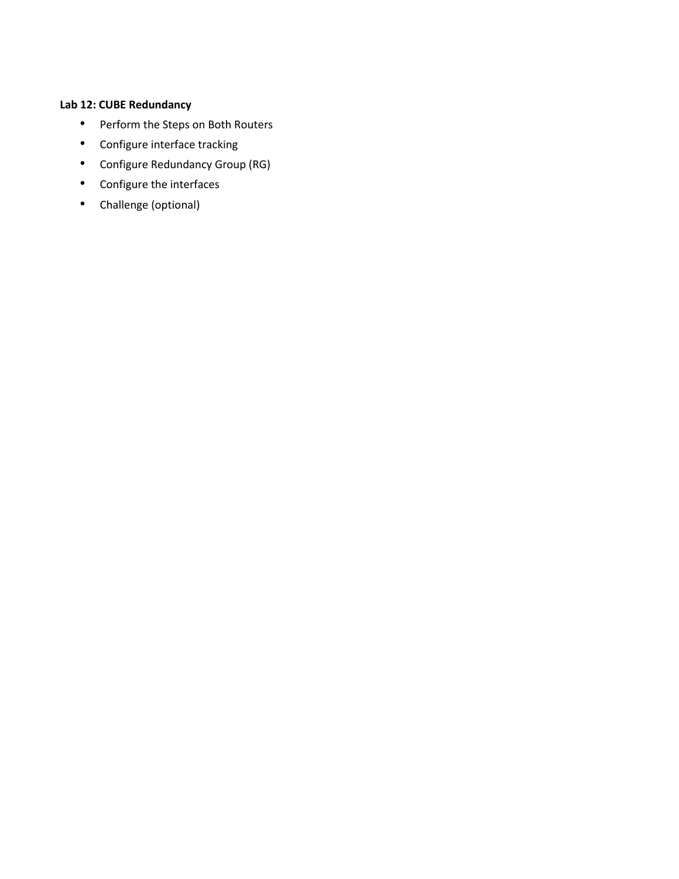**Lab 12: CUBE Redundancy**

- Perform the Steps on Both Routers
- Configure interface tracking
- Configure Redundancy Group (RG)
- Configure the interfaces
- Challenge (optional)